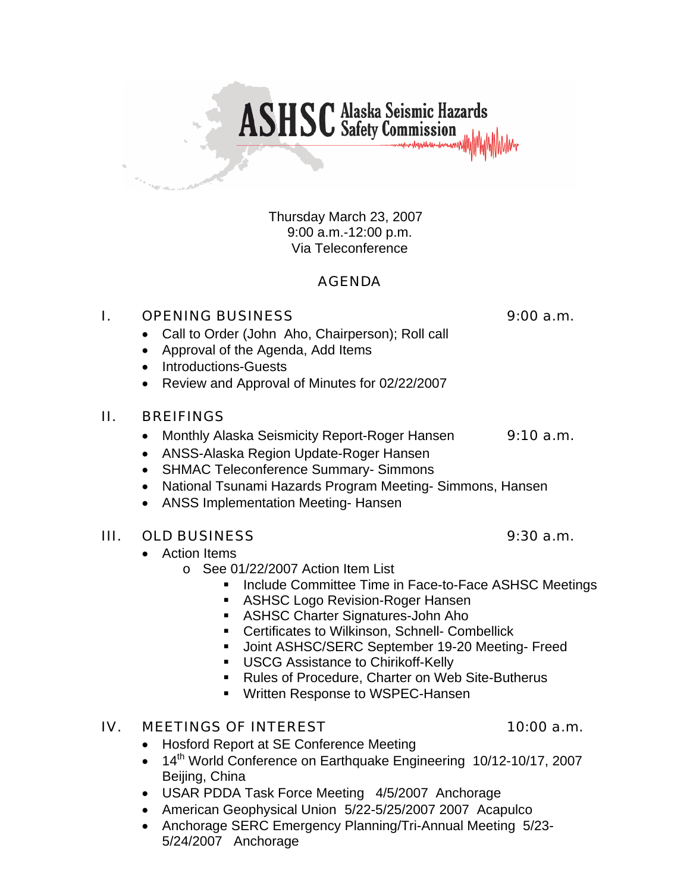# ASHSC Alaska Seismic Hazards Safety Commission

Thursday March 23, 2007
9:00 a.m.-12:00 p.m.
Via Teleconference

## AGENDA

## I. OPENING BUSINESS 9:00 a.m.

- Call to Order (John Aho, Chairperson); Roll call
- Approval of the Agenda, Add Items
- Introductions-Guests
- Review and Approval of Minutes for 02/22/2007

## II. BREIFINGS

- Monthly Alaska Seismicity Report-Roger Hansen 9:10 a.m.
- ANSS-Alaska Region Update-Roger Hansen
- SHMAC Teleconference Summary- Simmons
- National Tsunami Hazards Program Meeting- Simmons, Hansen
- ANSS Implementation Meeting- Hansen

## III. OLD BUSINESS 9:30 a.m.

- Action Items
  - See 01/22/2007 Action Item List
    - Include Committee Time in Face-to-Face ASHSC Meetings
    - ASHSC Logo Revision-Roger Hansen
    - ASHSC Charter Signatures-John Aho
    - Certificates to Wilkinson, Schnell- Combellick
    - Joint ASHSC/SERC September 19-20 Meeting- Freed
    - USCG Assistance to Chirikoff-Kelly
    - Rules of Procedure, Charter on Web Site-Butherus
    - Written Response to WSPEC-Hansen

## IV. MEETINGS OF INTEREST 10:00 a.m.

- Hosford Report at SE Conference Meeting
- 14th World Conference on Earthquake Engineering 10/12-10/17, 2007 Beijing, China
- USAR PDDA Task Force Meeting 4/5/2007 Anchorage
- American Geophysical Union 5/22-5/25/2007 2007 Acapulco
- Anchorage SERC Emergency Planning/Tri-Annual Meeting 5/23-5/24/2007 Anchorage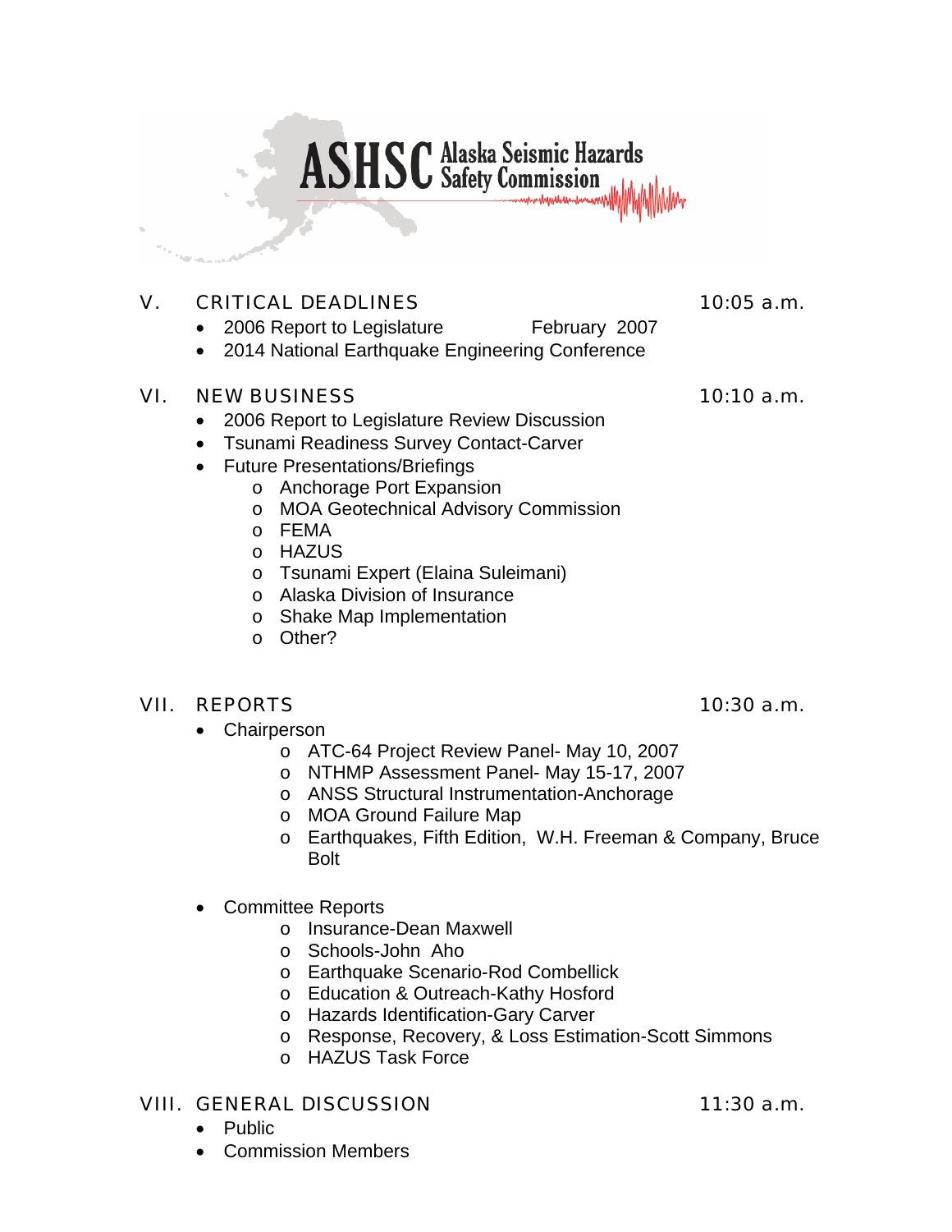**ASHSC** Alaska Seismic Hazards Safety Commission

## V. CRITICAL DEADLINES — 10:05 a.m.

- 2006 Report to Legislature — February 2007
- 2014 National Earthquake Engineering Conference

## VI. NEW BUSINESS — 10:10 a.m.

- 2006 Report to Legislature Review Discussion
- Tsunami Readiness Survey Contact-Carver
- Future Presentations/Briefings
  - Anchorage Port Expansion
  - MOA Geotechnical Advisory Commission
  - FEMA
  - HAZUS
  - Tsunami Expert (Elaina Suleimani)
  - Alaska Division of Insurance
  - Shake Map Implementation
  - Other?

## VII. REPORTS — 10:30 a.m.

- Chairperson
  - ATC-64 Project Review Panel- May 10, 2007
  - NTHMP Assessment Panel- May 15-17, 2007
  - ANSS Structural Instrumentation-Anchorage
  - MOA Ground Failure Map
  - Earthquakes, Fifth Edition, W.H. Freeman & Company, Bruce Bolt

- Committee Reports
  - Insurance-Dean Maxwell
  - Schools-John Aho
  - Earthquake Scenario-Rod Combellick
  - Education & Outreach-Kathy Hosford
  - Hazards Identification-Gary Carver
  - Response, Recovery, & Loss Estimation-Scott Simmons
  - HAZUS Task Force

## VIII. GENERAL DISCUSSION — 11:30 a.m.

- Public
- Commission Members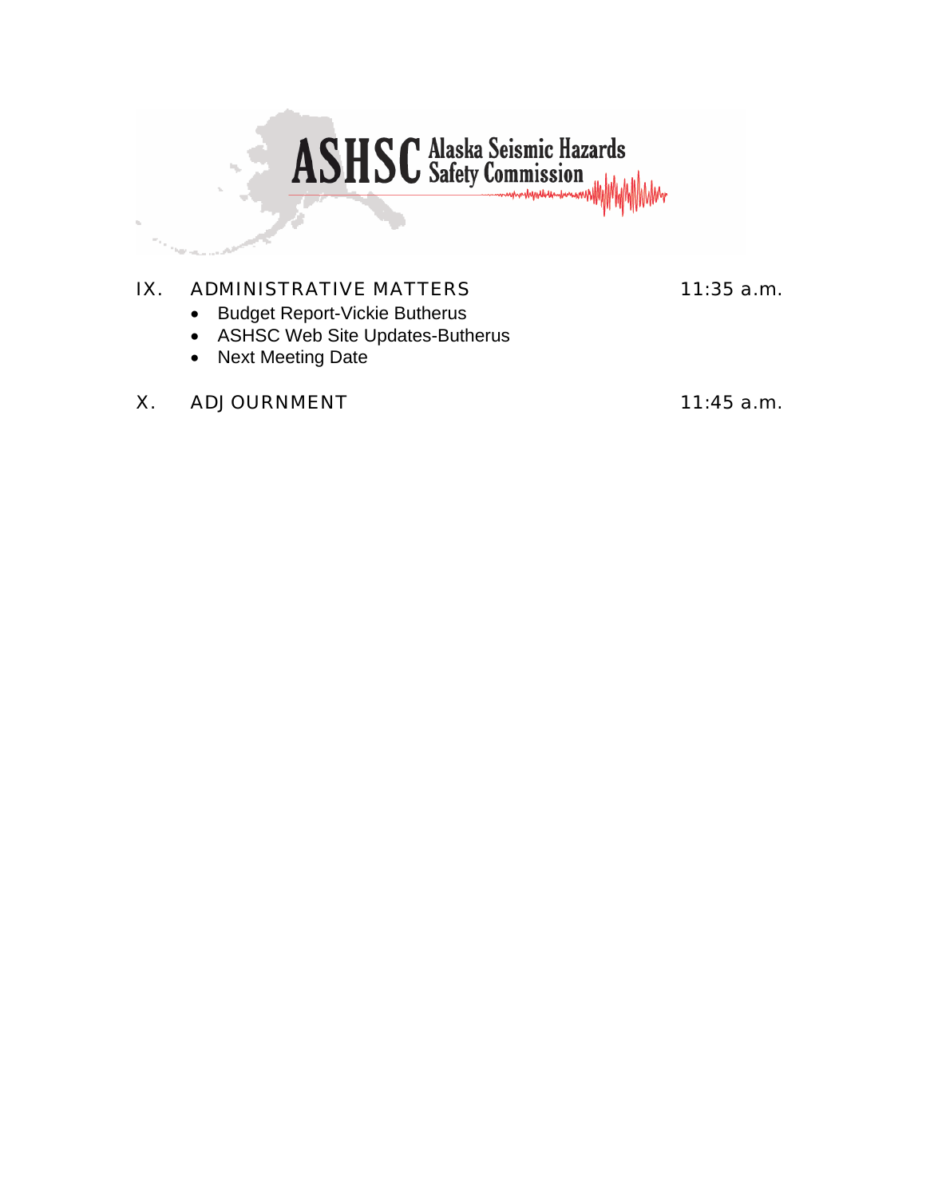ASHSC Alaska Seismic Hazards Safety Commission

IX. ADMINISTRATIVE MATTERS 11:35 a.m.

- Budget Report-Vickie Butherus
- ASHSC Web Site Updates-Butherus
- Next Meeting Date

X. ADJOURNMENT 11:45 a.m.